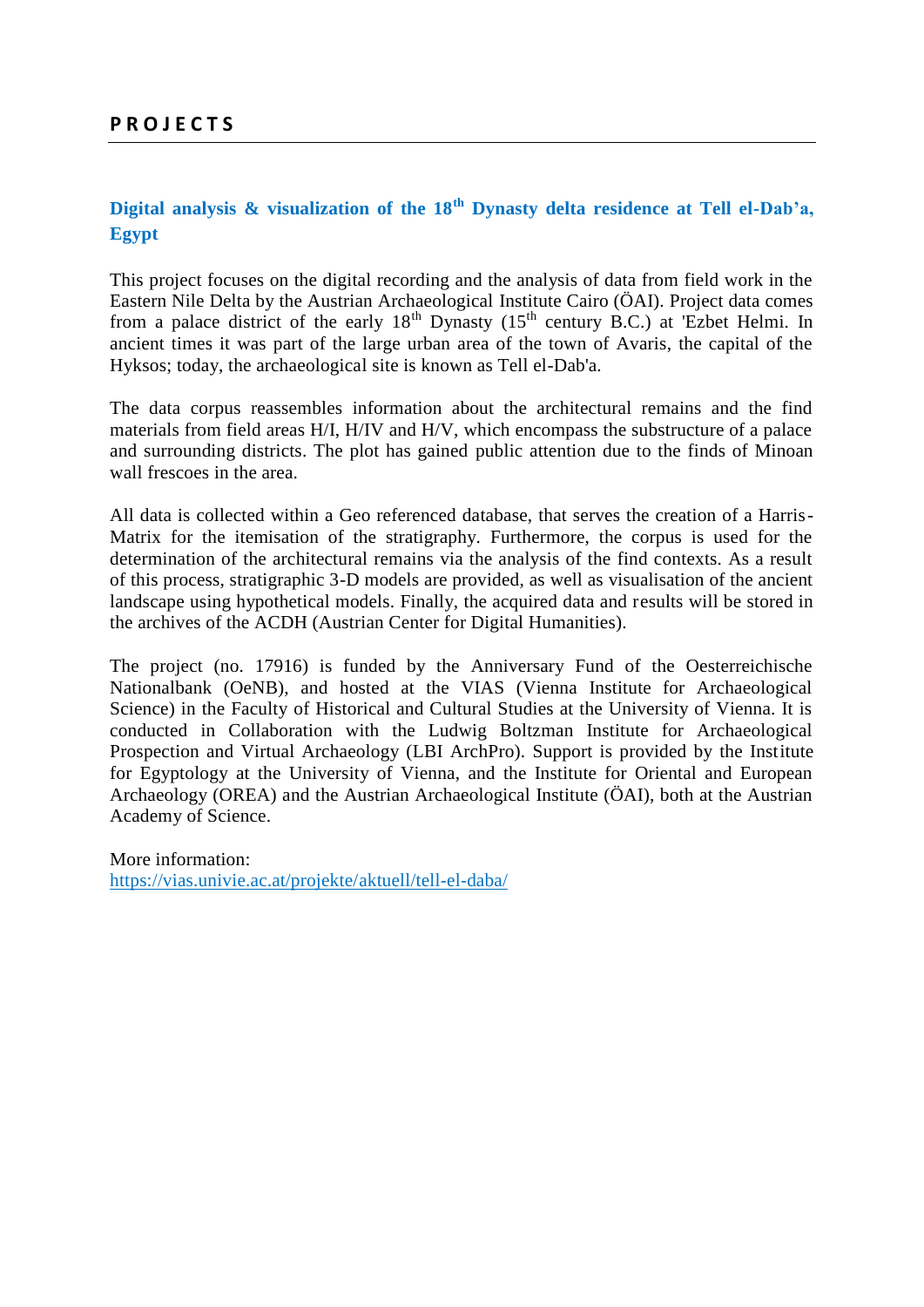# PROJECTS

## Digital analysis & visualization of the 18th Dynasty delta residence at Tell el-Dab'a, Egypt

This project focuses on the digital recording and the analysis of data from field work in the Eastern Nile Delta by the Austrian Archaeological Institute Cairo (ÖAI). Project data comes from a palace district of the early 18th Dynasty (15th century B.C.) at 'Ezbet Helmi. In ancient times it was part of the large urban area of the town of Avaris, the capital of the Hyksos; today, the archaeological site is known as Tell el-Dab'a.

The data corpus reassembles information about the architectural remains and the find materials from field areas H/I, H/IV and H/V, which encompass the substructure of a palace and surrounding districts. The plot has gained public attention due to the finds of Minoan wall frescoes in the area.

All data is collected within a Geo referenced database, that serves the creation of a Harris-Matrix for the itemisation of the stratigraphy. Furthermore, the corpus is used for the determination of the architectural remains via the analysis of the find contexts. As a result of this process, stratigraphic 3-D models are provided, as well as visualisation of the ancient landscape using hypothetical models. Finally, the acquired data and results will be stored in the archives of the ACDH (Austrian Center for Digital Humanities).

The project (no. 17916) is funded by the Anniversary Fund of the Oesterreichische Nationalbank (OeNB), and hosted at the VIAS (Vienna Institute for Archaeological Science) in the Faculty of Historical and Cultural Studies at the University of Vienna. It is conducted in Collaboration with the Ludwig Boltzman Institute for Archaeological Prospection and Virtual Archaeology (LBI ArchPro). Support is provided by the Institute for Egyptology at the University of Vienna, and the Institute for Oriental and European Archaeology (OREA) and the Austrian Archaeological Institute (ÖAI), both at the Austrian Academy of Science.

More information:
https://vias.univie.ac.at/projekte/aktuell/tell-el-daba/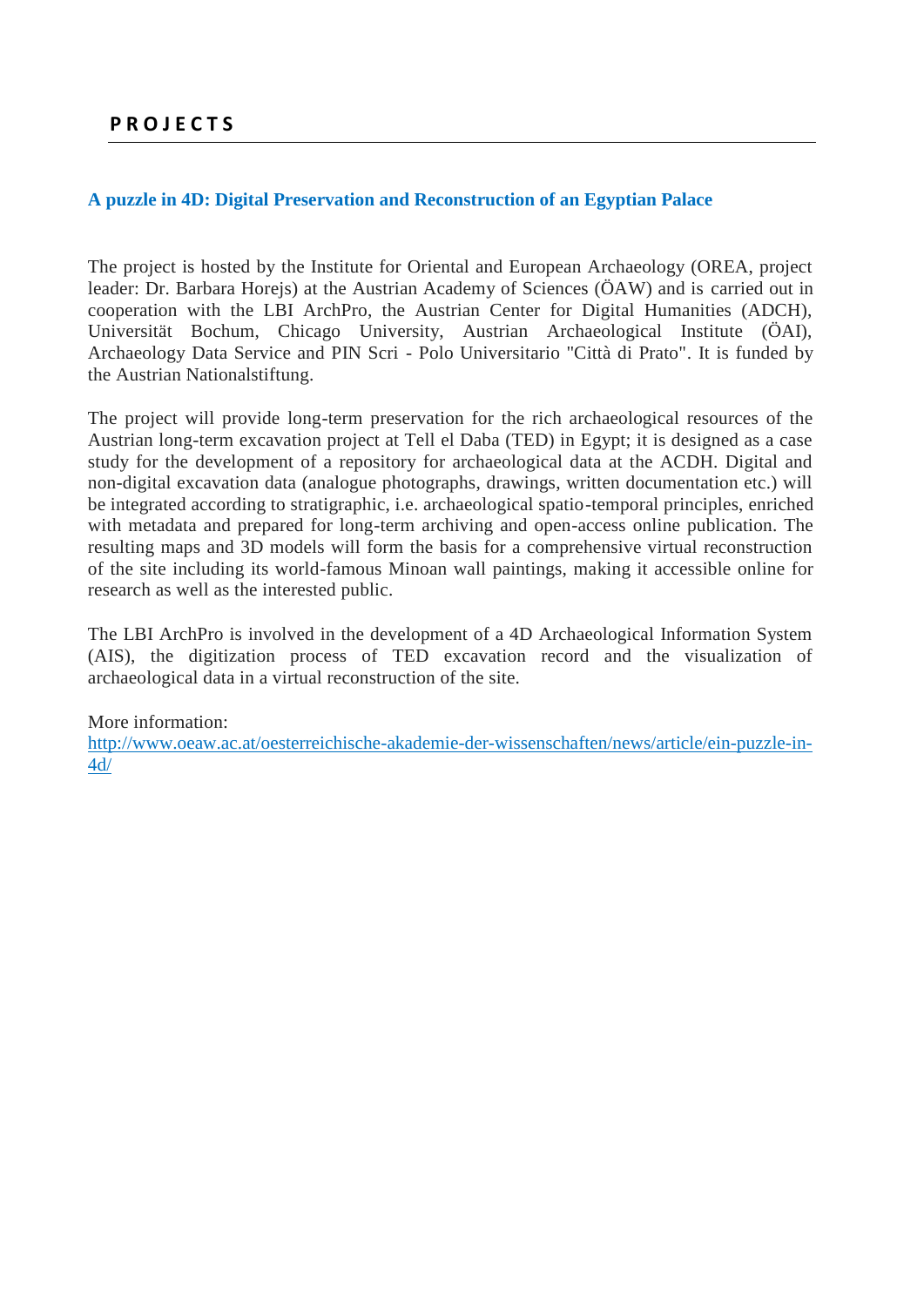# PROJECTS

## A puzzle in 4D: Digital Preservation and Reconstruction of an Egyptian Palace

The project is hosted by the Institute for Oriental and European Archaeology (OREA, project leader: Dr. Barbara Horejs) at the Austrian Academy of Sciences (ÖAW) and is carried out in cooperation with the LBI ArchPro, the Austrian Center for Digital Humanities (ADCH), Universität Bochum, Chicago University, Austrian Archaeological Institute (ÖAI), Archaeology Data Service and PIN Scri - Polo Universitario "Città di Prato". It is funded by the Austrian Nationalstiftung.

The project will provide long-term preservation for the rich archaeological resources of the Austrian long-term excavation project at Tell el Daba (TED) in Egypt; it is designed as a case study for the development of a repository for archaeological data at the ACDH. Digital and non-digital excavation data (analogue photographs, drawings, written documentation etc.) will be integrated according to stratigraphic, i.e. archaeological spatio-temporal principles, enriched with metadata and prepared for long-term archiving and open-access online publication. The resulting maps and 3D models will form the basis for a comprehensive virtual reconstruction of the site including its world-famous Minoan wall paintings, making it accessible online for research as well as the interested public.

The LBI ArchPro is involved in the development of a 4D Archaeological Information System (AIS), the digitization process of TED excavation record and the visualization of archaeological data in a virtual reconstruction of the site.

More information:
[http://www.oeaw.ac.at/oesterreichische-akademie-der-wissenschaften/news/article/ein-puzzle-in-4d/](http://www.oeaw.ac.at/oesterreichische-akademie-der-wissenschaften/news/article/ein-puzzle-in-4d/)